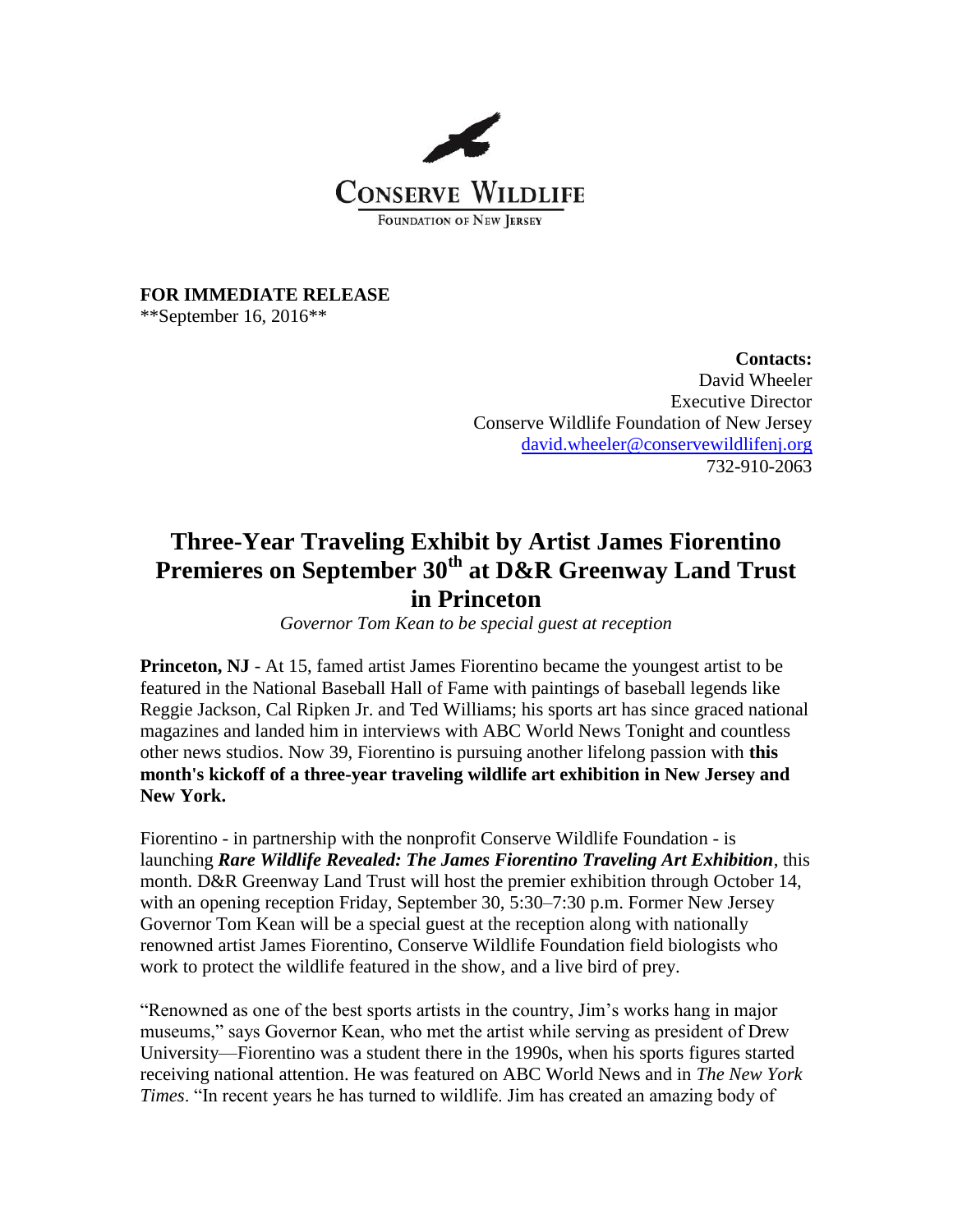**CONSERVE WILDLIFE**

FOUNDATION OF NEW JERSEY

**FOR IMMEDIATE RELEASE**
**September 16, 2016**

**Contacts:**
David Wheeler
Executive Director
Conserve Wildlife Foundation of New Jersey
david.wheeler@conservewildlifenj.org
732-910-2063

# Three-Year Traveling Exhibit by Artist James Fiorentino Premieres on September 30th at D&R Greenway Land Trust in Princeton

*Governor Tom Kean to be special guest at reception*

**Princeton, NJ** - At 15, famed artist James Fiorentino became the youngest artist to be featured in the National Baseball Hall of Fame with paintings of baseball legends like Reggie Jackson, Cal Ripken Jr. and Ted Williams; his sports art has since graced national magazines and landed him in interviews with ABC World News Tonight and countless other news studios. Now 39, Fiorentino is pursuing another lifelong passion with **this month's kickoff of a three-year traveling wildlife art exhibition in New Jersey and New York.**

Fiorentino - in partnership with the nonprofit Conserve Wildlife Foundation - is launching ***Rare Wildlife Revealed: The James Fiorentino Traveling Art Exhibition***, this month. D&R Greenway Land Trust will host the premier exhibition through October 14, with an opening reception Friday, September 30, 5:30–7:30 p.m. Former New Jersey Governor Tom Kean will be a special guest at the reception along with nationally renowned artist James Fiorentino, Conserve Wildlife Foundation field biologists who work to protect the wildlife featured in the show, and a live bird of prey.

"Renowned as one of the best sports artists in the country, Jim's works hang in major museums," says Governor Kean, who met the artist while serving as president of Drew University—Fiorentino was a student there in the 1990s, when his sports figures started receiving national attention. He was featured on ABC World News and in *The New York Times*. "In recent years he has turned to wildlife. Jim has created an amazing body of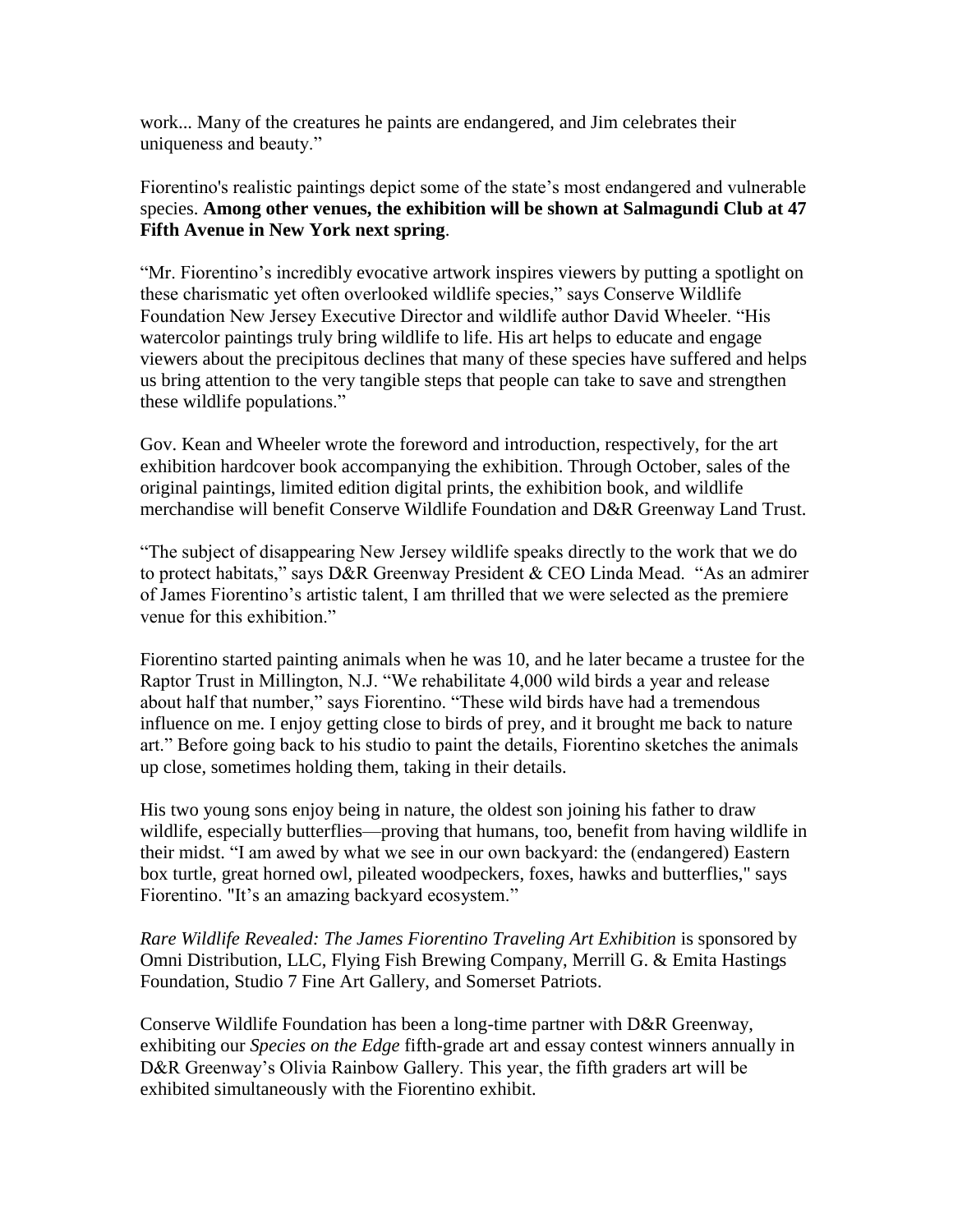work... Many of the creatures he paints are endangered, and Jim celebrates their uniqueness and beauty."

Fiorentino's realistic paintings depict some of the state's most endangered and vulnerable species. **Among other venues, the exhibition will be shown at Salmagundi Club at 47 Fifth Avenue in New York next spring**.

"Mr. Fiorentino's incredibly evocative artwork inspires viewers by putting a spotlight on these charismatic yet often overlooked wildlife species," says Conserve Wildlife Foundation New Jersey Executive Director and wildlife author David Wheeler. "His watercolor paintings truly bring wildlife to life. His art helps to educate and engage viewers about the precipitous declines that many of these species have suffered and helps us bring attention to the very tangible steps that people can take to save and strengthen these wildlife populations."

Gov. Kean and Wheeler wrote the foreword and introduction, respectively, for the art exhibition hardcover book accompanying the exhibition. Through October, sales of the original paintings, limited edition digital prints, the exhibition book, and wildlife merchandise will benefit Conserve Wildlife Foundation and D&R Greenway Land Trust.

"The subject of disappearing New Jersey wildlife speaks directly to the work that we do to protect habitats," says D&R Greenway President & CEO Linda Mead. "As an admirer of James Fiorentino's artistic talent, I am thrilled that we were selected as the premiere venue for this exhibition."

Fiorentino started painting animals when he was 10, and he later became a trustee for the Raptor Trust in Millington, N.J. "We rehabilitate 4,000 wild birds a year and release about half that number," says Fiorentino. "These wild birds have had a tremendous influence on me. I enjoy getting close to birds of prey, and it brought me back to nature art." Before going back to his studio to paint the details, Fiorentino sketches the animals up close, sometimes holding them, taking in their details.

His two young sons enjoy being in nature, the oldest son joining his father to draw wildlife, especially butterflies—proving that humans, too, benefit from having wildlife in their midst. "I am awed by what we see in our own backyard: the (endangered) Eastern box turtle, great horned owl, pileated woodpeckers, foxes, hawks and butterflies," says Fiorentino. "It's an amazing backyard ecosystem."

*Rare Wildlife Revealed: The James Fiorentino Traveling Art Exhibition* is sponsored by Omni Distribution, LLC, Flying Fish Brewing Company, Merrill G. & Emita Hastings Foundation, Studio 7 Fine Art Gallery, and Somerset Patriots.

Conserve Wildlife Foundation has been a long-time partner with D&R Greenway, exhibiting our *Species on the Edge* fifth-grade art and essay contest winners annually in D&R Greenway's Olivia Rainbow Gallery. This year, the fifth graders art will be exhibited simultaneously with the Fiorentino exhibit.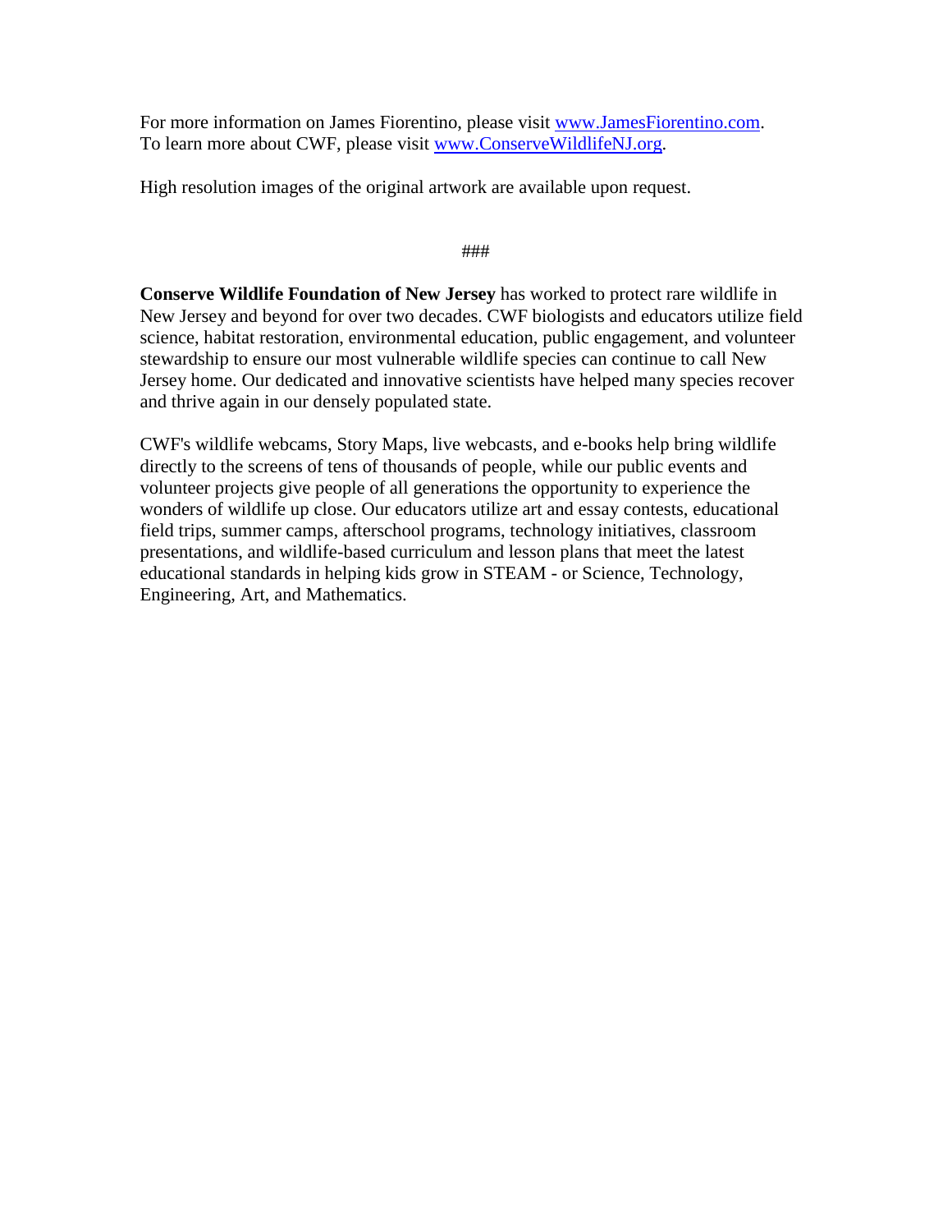For more information on James Fiorentino, please visit [www.JamesFiorentino.com](http://www.JamesFiorentino.com).
To learn more about CWF, please visit [www.ConserveWildlifeNJ.org](http://www.ConserveWildlifeNJ.org).

High resolution images of the original artwork are available upon request.

###

**Conserve Wildlife Foundation of New Jersey** has worked to protect rare wildlife in New Jersey and beyond for over two decades. CWF biologists and educators utilize field science, habitat restoration, environmental education, public engagement, and volunteer stewardship to ensure our most vulnerable wildlife species can continue to call New Jersey home. Our dedicated and innovative scientists have helped many species recover and thrive again in our densely populated state.

CWF's wildlife webcams, Story Maps, live webcasts, and e-books help bring wildlife directly to the screens of tens of thousands of people, while our public events and volunteer projects give people of all generations the opportunity to experience the wonders of wildlife up close. Our educators utilize art and essay contests, educational field trips, summer camps, afterschool programs, technology initiatives, classroom presentations, and wildlife-based curriculum and lesson plans that meet the latest educational standards in helping kids grow in STEAM - or Science, Technology, Engineering, Art, and Mathematics.